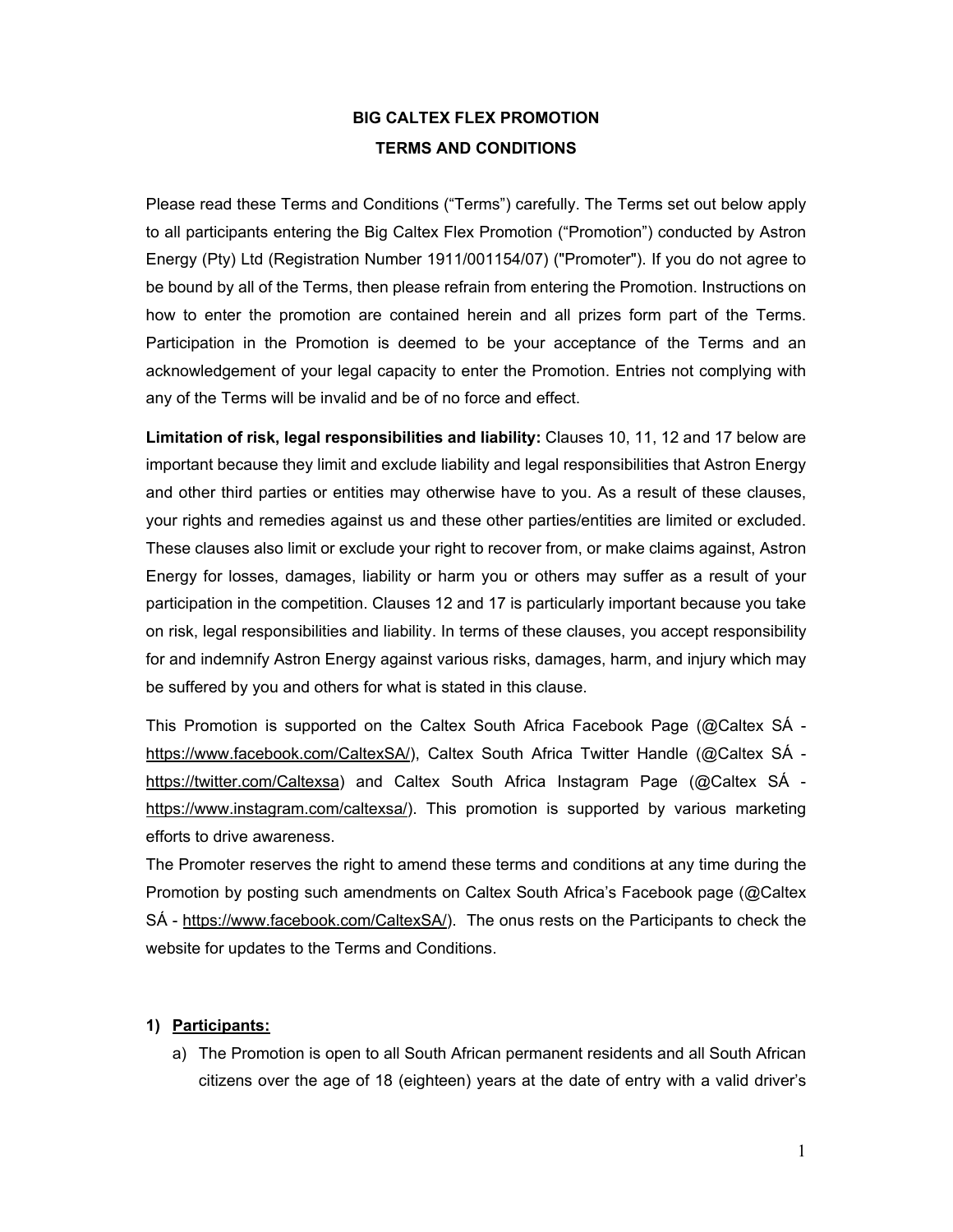# BIG CALTEX FLEX PROMOTION
# TERMS AND CONDITIONS

Please read these Terms and Conditions ("Terms") carefully. The Terms set out below apply to all participants entering the Big Caltex Flex Promotion ("Promotion") conducted by Astron Energy (Pty) Ltd (Registration Number 1911/001154/07) ("Promoter"). If you do not agree to be bound by all of the Terms, then please refrain from entering the Promotion. Instructions on how to enter the promotion are contained herein and all prizes form part of the Terms. Participation in the Promotion is deemed to be your acceptance of the Terms and an acknowledgement of your legal capacity to enter the Promotion. Entries not complying with any of the Terms will be invalid and be of no force and effect.

**Limitation of risk, legal responsibilities and liability:** Clauses 10, 11, 12 and 17 below are important because they limit and exclude liability and legal responsibilities that Astron Energy and other third parties or entities may otherwise have to you. As a result of these clauses, your rights and remedies against us and these other parties/entities are limited or excluded. These clauses also limit or exclude your right to recover from, or make claims against, Astron Energy for losses, damages, liability or harm you or others may suffer as a result of your participation in the competition. Clauses 12 and 17 is particularly important because you take on risk, legal responsibilities and liability. In terms of these clauses, you accept responsibility for and indemnify Astron Energy against various risks, damages, harm, and injury which may be suffered by you and others for what is stated in this clause.

This Promotion is supported on the Caltex South Africa Facebook Page (@Caltex SÁ - https://www.facebook.com/CaltexSA/), Caltex South Africa Twitter Handle (@Caltex SÁ - https://twitter.com/Caltexsa) and Caltex South Africa Instagram Page (@Caltex SÁ - https://www.instagram.com/caltexsa/). This promotion is supported by various marketing efforts to drive awareness.

The Promoter reserves the right to amend these terms and conditions at any time during the Promotion by posting such amendments on Caltex South Africa's Facebook page (@Caltex SÁ - https://www.facebook.com/CaltexSA/). The onus rests on the Participants to check the website for updates to the Terms and Conditions.

## 1) Participants:

a) The Promotion is open to all South African permanent residents and all South African citizens over the age of 18 (eighteen) years at the date of entry with a valid driver's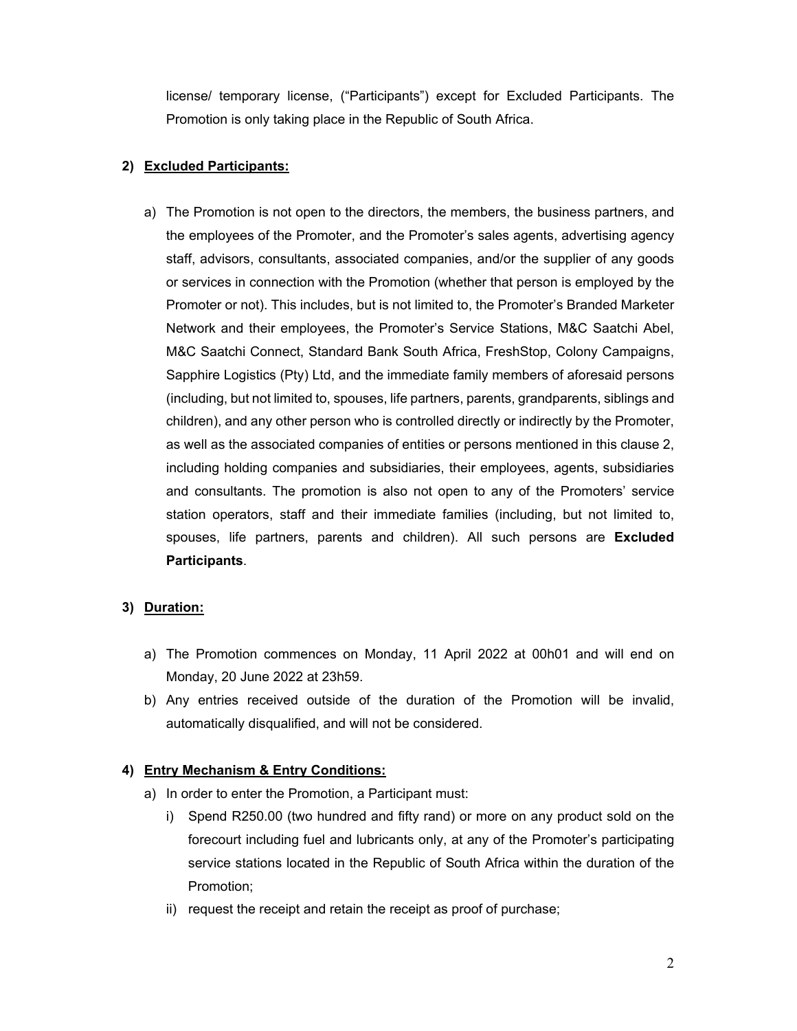license/ temporary license, ("Participants") except for Excluded Participants. The Promotion is only taking place in the Republic of South Africa.

**2) Excluded Participants:**

a) The Promotion is not open to the directors, the members, the business partners, and the employees of the Promoter, and the Promoter's sales agents, advertising agency staff, advisors, consultants, associated companies, and/or the supplier of any goods or services in connection with the Promotion (whether that person is employed by the Promoter or not). This includes, but is not limited to, the Promoter's Branded Marketer Network and their employees, the Promoter's Service Stations, M&C Saatchi Abel, M&C Saatchi Connect, Standard Bank South Africa, FreshStop, Colony Campaigns, Sapphire Logistics (Pty) Ltd, and the immediate family members of aforesaid persons (including, but not limited to, spouses, life partners, parents, grandparents, siblings and children), and any other person who is controlled directly or indirectly by the Promoter, as well as the associated companies of entities or persons mentioned in this clause 2, including holding companies and subsidiaries, their employees, agents, subsidiaries and consultants. The promotion is also not open to any of the Promoters' service station operators, staff and their immediate families (including, but not limited to, spouses, life partners, parents and children). All such persons are **Excluded Participants**.

**3) Duration:**

a) The Promotion commences on Monday, 11 April 2022 at 00h01 and will end on Monday, 20 June 2022 at 23h59.

b) Any entries received outside of the duration of the Promotion will be invalid, automatically disqualified, and will not be considered.

**4) Entry Mechanism & Entry Conditions:**

a) In order to enter the Promotion, a Participant must:

i) Spend R250.00 (two hundred and fifty rand) or more on any product sold on the forecourt including fuel and lubricants only, at any of the Promoter's participating service stations located in the Republic of South Africa within the duration of the Promotion;

ii) request the receipt and retain the receipt as proof of purchase;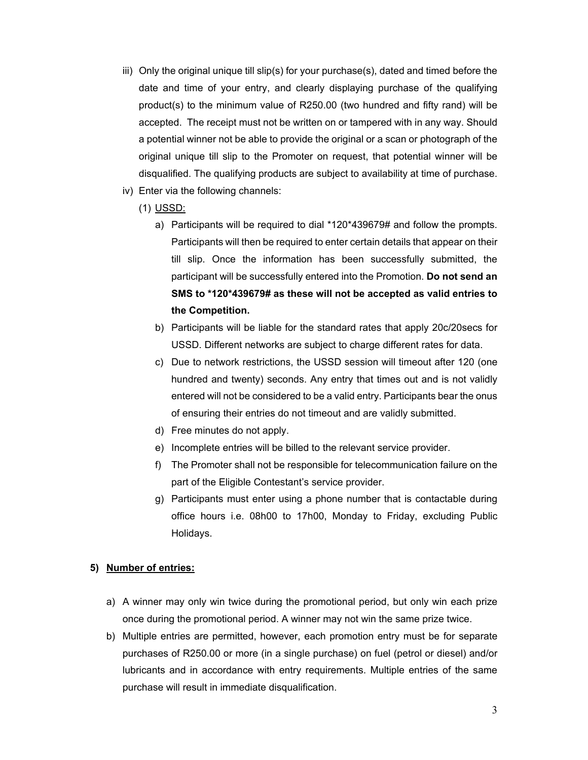iii) Only the original unique till slip(s) for your purchase(s), dated and timed before the date and time of your entry, and clearly displaying purchase of the qualifying product(s) to the minimum value of R250.00 (two hundred and fifty rand) will be accepted. The receipt must not be written on or tampered with in any way. Should a potential winner not be able to provide the original or a scan or photograph of the original unique till slip to the Promoter on request, that potential winner will be disqualified. The qualifying products are subject to availability at time of purchase.

iv) Enter via the following channels:

(1) <u>USSD:</u>

a) Participants will be required to dial *120*439679# and follow the prompts. Participants will then be required to enter certain details that appear on their till slip. Once the information has been successfully submitted, the participant will be successfully entered into the Promotion. **Do not send an SMS to *120*439679# as these will not be accepted as valid entries to the Competition.**

b) Participants will be liable for the standard rates that apply 20c/20secs for USSD. Different networks are subject to charge different rates for data.

c) Due to network restrictions, the USSD session will timeout after 120 (one hundred and twenty) seconds. Any entry that times out and is not validly entered will not be considered to be a valid entry. Participants bear the onus of ensuring their entries do not timeout and are validly submitted.

d) Free minutes do not apply.

e) Incomplete entries will be billed to the relevant service provider.

f) The Promoter shall not be responsible for telecommunication failure on the part of the Eligible Contestant's service provider.

g) Participants must enter using a phone number that is contactable during office hours i.e. 08h00 to 17h00, Monday to Friday, excluding Public Holidays.

## 5) <u>Number of entries:</u>

a) A winner may only win twice during the promotional period, but only win each prize once during the promotional period. A winner may not win the same prize twice.

b) Multiple entries are permitted, however, each promotion entry must be for separate purchases of R250.00 or more (in a single purchase) on fuel (petrol or diesel) and/or lubricants and in accordance with entry requirements. Multiple entries of the same purchase will result in immediate disqualification.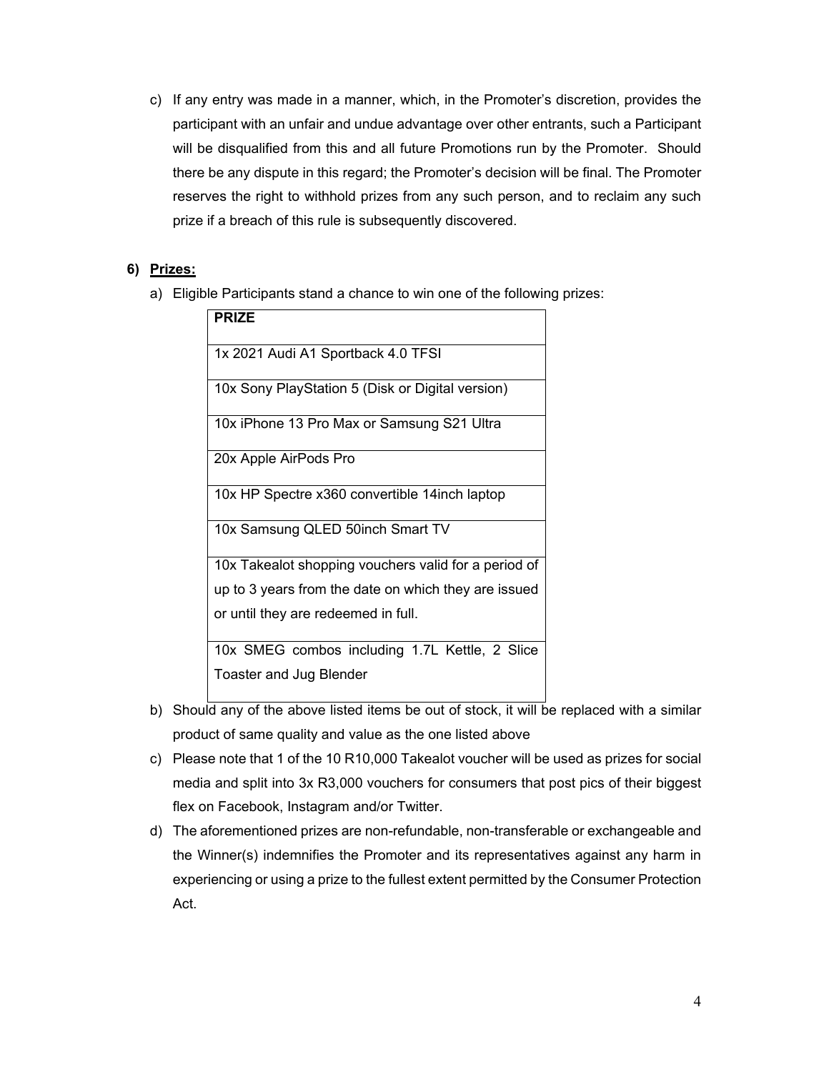c) If any entry was made in a manner, which, in the Promoter's discretion, provides the participant with an unfair and undue advantage over other entrants, such a Participant will be disqualified from this and all future Promotions run by the Promoter. Should there be any dispute in this regard; the Promoter's decision will be final. The Promoter reserves the right to withhold prizes from any such person, and to reclaim any such prize if a breach of this rule is subsequently discovered.

**6) Prizes:**

a) Eligible Participants stand a chance to win one of the following prizes:

| PRIZE |
| --- |
| 1x 2021 Audi A1 Sportback 4.0 TFSI |
| 10x Sony PlayStation 5 (Disk or Digital version) |
| 10x iPhone 13 Pro Max or Samsung S21 Ultra |
| 20x Apple AirPods Pro |
| 10x HP Spectre x360 convertible 14inch laptop |
| 10x Samsung QLED 50inch Smart TV |
| 10x Takealot shopping vouchers valid for a period of up to 3 years from the date on which they are issued or until they are redeemed in full. |
| 10x SMEG combos including 1.7L Kettle, 2 Slice Toaster and Jug Blender |

b) Should any of the above listed items be out of stock, it will be replaced with a similar product of same quality and value as the one listed above

c) Please note that 1 of the 10 R10,000 Takealot voucher will be used as prizes for social media and split into 3x R3,000 vouchers for consumers that post pics of their biggest flex on Facebook, Instagram and/or Twitter.

d) The aforementioned prizes are non-refundable, non-transferable or exchangeable and the Winner(s) indemnifies the Promoter and its representatives against any harm in experiencing or using a prize to the fullest extent permitted by the Consumer Protection Act.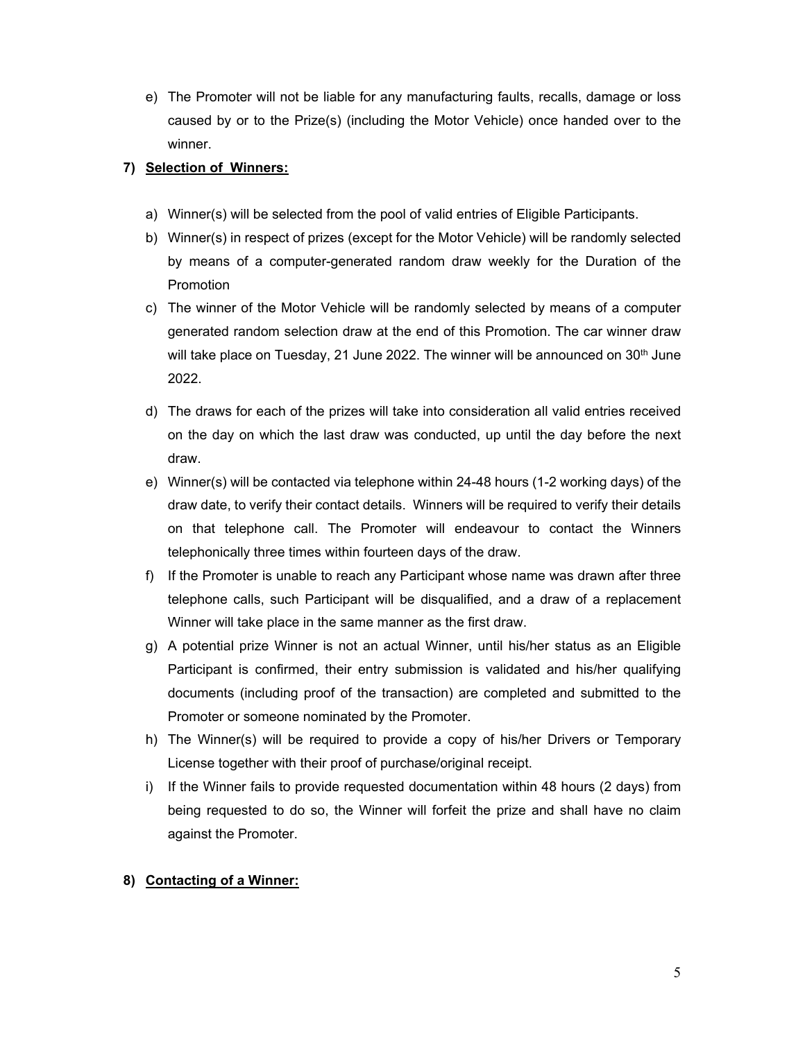e) The Promoter will not be liable for any manufacturing faults, recalls, damage or loss caused by or to the Prize(s) (including the Motor Vehicle) once handed over to the winner.

**7) <u>Selection of Winners:</u>**

a) Winner(s) will be selected from the pool of valid entries of Eligible Participants.

b) Winner(s) in respect of prizes (except for the Motor Vehicle) will be randomly selected by means of a computer-generated random draw weekly for the Duration of the Promotion

c) The winner of the Motor Vehicle will be randomly selected by means of a computer generated random selection draw at the end of this Promotion. The car winner draw will take place on Tuesday, 21 June 2022. The winner will be announced on 30th June 2022.

d) The draws for each of the prizes will take into consideration all valid entries received on the day on which the last draw was conducted, up until the day before the next draw.

e) Winner(s) will be contacted via telephone within 24-48 hours (1-2 working days) of the draw date, to verify their contact details. Winners will be required to verify their details on that telephone call. The Promoter will endeavour to contact the Winners telephonically three times within fourteen days of the draw.

f) If the Promoter is unable to reach any Participant whose name was drawn after three telephone calls, such Participant will be disqualified, and a draw of a replacement Winner will take place in the same manner as the first draw.

g) A potential prize Winner is not an actual Winner, until his/her status as an Eligible Participant is confirmed, their entry submission is validated and his/her qualifying documents (including proof of the transaction) are completed and submitted to the Promoter or someone nominated by the Promoter.

h) The Winner(s) will be required to provide a copy of his/her Drivers or Temporary License together with their proof of purchase/original receipt.

i) If the Winner fails to provide requested documentation within 48 hours (2 days) from being requested to do so, the Winner will forfeit the prize and shall have no claim against the Promoter.

**8) <u>Contacting of a Winner:</u>**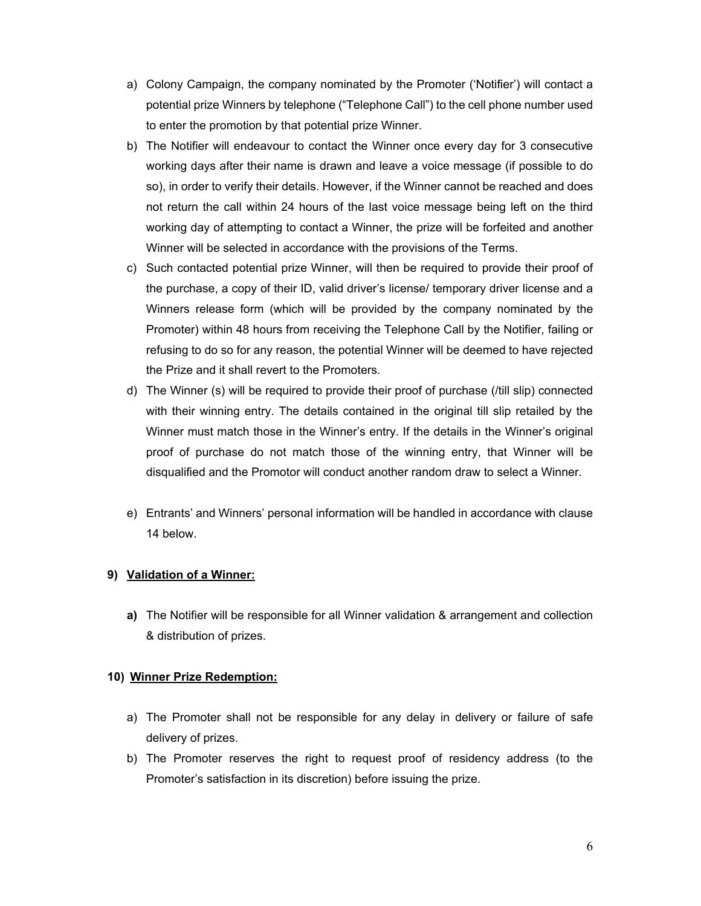a) Colony Campaign, the company nominated by the Promoter ('Notifier') will contact a potential prize Winners by telephone ("Telephone Call") to the cell phone number used to enter the promotion by that potential prize Winner.
b) The Notifier will endeavour to contact the Winner once every day for 3 consecutive working days after their name is drawn and leave a voice message (if possible to do so), in order to verify their details. However, if the Winner cannot be reached and does not return the call within 24 hours of the last voice message being left on the third working day of attempting to contact a Winner, the prize will be forfeited and another Winner will be selected in accordance with the provisions of the Terms.
c) Such contacted potential prize Winner, will then be required to provide their proof of the purchase, a copy of their ID, valid driver's license/ temporary driver license and a Winners release form (which will be provided by the company nominated by the Promoter) within 48 hours from receiving the Telephone Call by the Notifier, failing or refusing to do so for any reason, the potential Winner will be deemed to have rejected the Prize and it shall revert to the Promoters.
d) The Winner (s) will be required to provide their proof of purchase (/till slip) connected with their winning entry. The details contained in the original till slip retailed by the Winner must match those in the Winner's entry. If the details in the Winner's original proof of purchase do not match those of the winning entry, that Winner will be disqualified and the Promotor will conduct another random draw to select a Winner.
e) Entrants' and Winners' personal information will be handled in accordance with clause 14 below.

**9) <u>Validation of a Winner:</u>**

**a)** The Notifier will be responsible for all Winner validation & arrangement and collection & distribution of prizes.

**10) <u>Winner Prize Redemption:</u>**

a) The Promoter shall not be responsible for any delay in delivery or failure of safe delivery of prizes.
b) The Promoter reserves the right to request proof of residency address (to the Promoter's satisfaction in its discretion) before issuing the prize.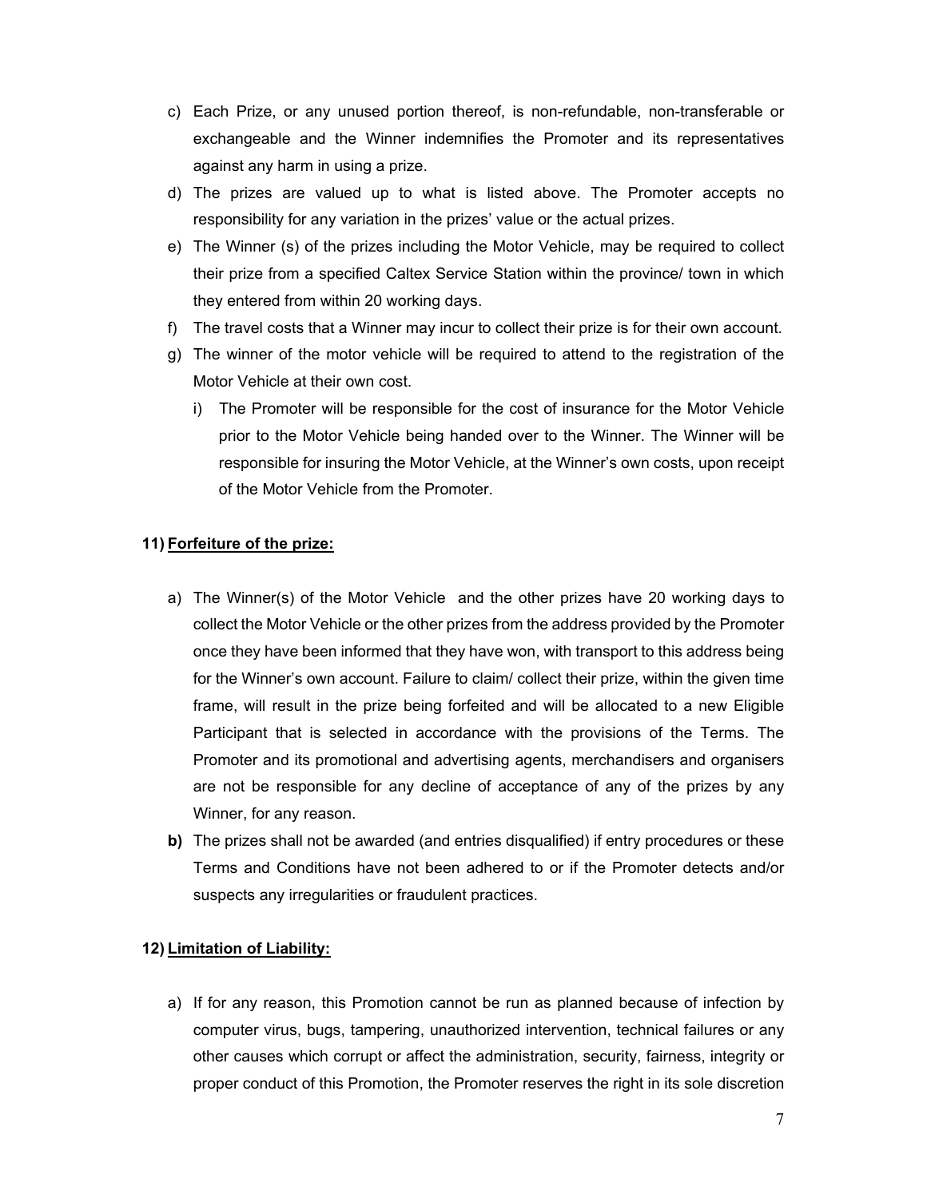c) Each Prize, or any unused portion thereof, is non-refundable, non-transferable or exchangeable and the Winner indemnifies the Promoter and its representatives against any harm in using a prize.

d) The prizes are valued up to what is listed above. The Promoter accepts no responsibility for any variation in the prizes' value or the actual prizes.

e) The Winner (s) of the prizes including the Motor Vehicle, may be required to collect their prize from a specified Caltex Service Station within the province/ town in which they entered from within 20 working days.

f) The travel costs that a Winner may incur to collect their prize is for their own account.

g) The winner of the motor vehicle will be required to attend to the registration of the Motor Vehicle at their own cost.

   i) The Promoter will be responsible for the cost of insurance for the Motor Vehicle prior to the Motor Vehicle being handed over to the Winner. The Winner will be responsible for insuring the Motor Vehicle, at the Winner's own costs, upon receipt of the Motor Vehicle from the Promoter.

**11) <u>Forfeiture of the prize:</u>**

a) The Winner(s) of the Motor Vehicle and the other prizes have 20 working days to collect the Motor Vehicle or the other prizes from the address provided by the Promoter once they have been informed that they have won, with transport to this address being for the Winner's own account. Failure to claim/ collect their prize, within the given time frame, will result in the prize being forfeited and will be allocated to a new Eligible Participant that is selected in accordance with the provisions of the Terms. The Promoter and its promotional and advertising agents, merchandisers and organisers are not be responsible for any decline of acceptance of any of the prizes by any Winner, for any reason.

**b)** The prizes shall not be awarded (and entries disqualified) if entry procedures or these Terms and Conditions have not been adhered to or if the Promoter detects and/or suspects any irregularities or fraudulent practices.

**12) <u>Limitation of Liability:</u>**

a) If for any reason, this Promotion cannot be run as planned because of infection by computer virus, bugs, tampering, unauthorized intervention, technical failures or any other causes which corrupt or affect the administration, security, fairness, integrity or proper conduct of this Promotion, the Promoter reserves the right in its sole discretion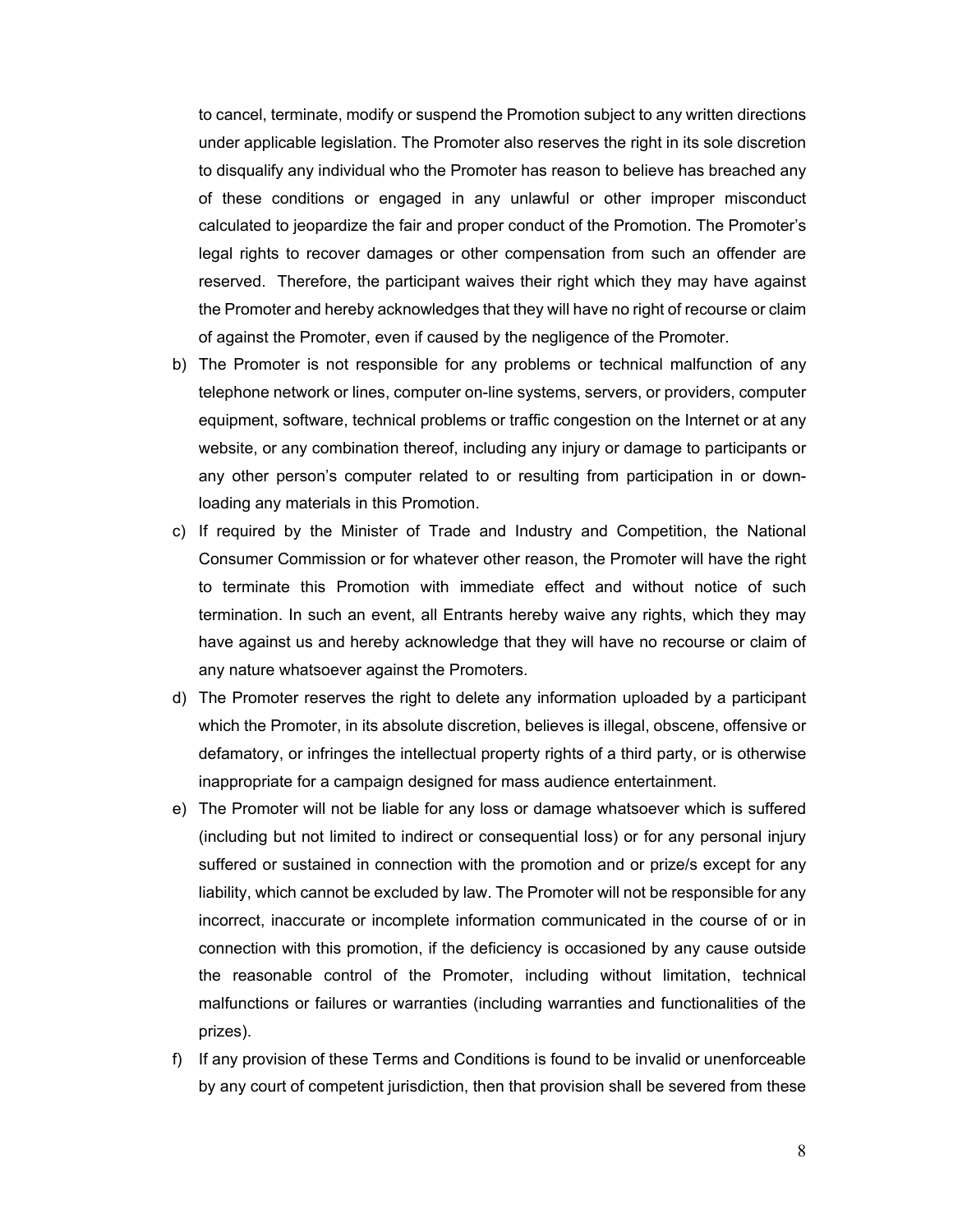to cancel, terminate, modify or suspend the Promotion subject to any written directions under applicable legislation. The Promoter also reserves the right in its sole discretion to disqualify any individual who the Promoter has reason to believe has breached any of these conditions or engaged in any unlawful or other improper misconduct calculated to jeopardize the fair and proper conduct of the Promotion. The Promoter's legal rights to recover damages or other compensation from such an offender are reserved. Therefore, the participant waives their right which they may have against the Promoter and hereby acknowledges that they will have no right of recourse or claim of against the Promoter, even if caused by the negligence of the Promoter.

b) The Promoter is not responsible for any problems or technical malfunction of any telephone network or lines, computer on-line systems, servers, or providers, computer equipment, software, technical problems or traffic congestion on the Internet or at any website, or any combination thereof, including any injury or damage to participants or any other person's computer related to or resulting from participation in or down-loading any materials in this Promotion.

c) If required by the Minister of Trade and Industry and Competition, the National Consumer Commission or for whatever other reason, the Promoter will have the right to terminate this Promotion with immediate effect and without notice of such termination. In such an event, all Entrants hereby waive any rights, which they may have against us and hereby acknowledge that they will have no recourse or claim of any nature whatsoever against the Promoters.

d) The Promoter reserves the right to delete any information uploaded by a participant which the Promoter, in its absolute discretion, believes is illegal, obscene, offensive or defamatory, or infringes the intellectual property rights of a third party, or is otherwise inappropriate for a campaign designed for mass audience entertainment.

e) The Promoter will not be liable for any loss or damage whatsoever which is suffered (including but not limited to indirect or consequential loss) or for any personal injury suffered or sustained in connection with the promotion and or prize/s except for any liability, which cannot be excluded by law. The Promoter will not be responsible for any incorrect, inaccurate or incomplete information communicated in the course of or in connection with this promotion, if the deficiency is occasioned by any cause outside the reasonable control of the Promoter, including without limitation, technical malfunctions or failures or warranties (including warranties and functionalities of the prizes).

f) If any provision of these Terms and Conditions is found to be invalid or unenforceable by any court of competent jurisdiction, then that provision shall be severed from these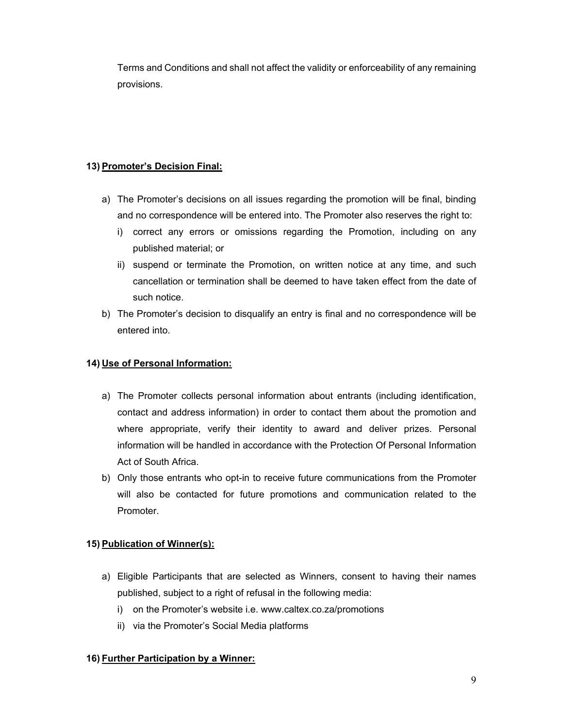Terms and Conditions and shall not affect the validity or enforceability of any remaining provisions.

**13) <u>Promoter's Decision Final:</u>**

a) The Promoter's decisions on all issues regarding the promotion will be final, binding and no correspondence will be entered into. The Promoter also reserves the right to:

   i) correct any errors or omissions regarding the Promotion, including on any published material; or

   ii) suspend or terminate the Promotion, on written notice at any time, and such cancellation or termination shall be deemed to have taken effect from the date of such notice.

b) The Promoter's decision to disqualify an entry is final and no correspondence will be entered into.

**14) <u>Use of Personal Information:</u>**

a) The Promoter collects personal information about entrants (including identification, contact and address information) in order to contact them about the promotion and where appropriate, verify their identity to award and deliver prizes. Personal information will be handled in accordance with the Protection Of Personal Information Act of South Africa.

b) Only those entrants who opt-in to receive future communications from the Promoter will also be contacted for future promotions and communication related to the Promoter.

**15) <u>Publication of Winner(s):</u>**

a) Eligible Participants that are selected as Winners, consent to having their names published, subject to a right of refusal in the following media:

   i) on the Promoter's website i.e. www.caltex.co.za/promotions

   ii) via the Promoter's Social Media platforms

**16) <u>Further Participation by a Winner:</u>**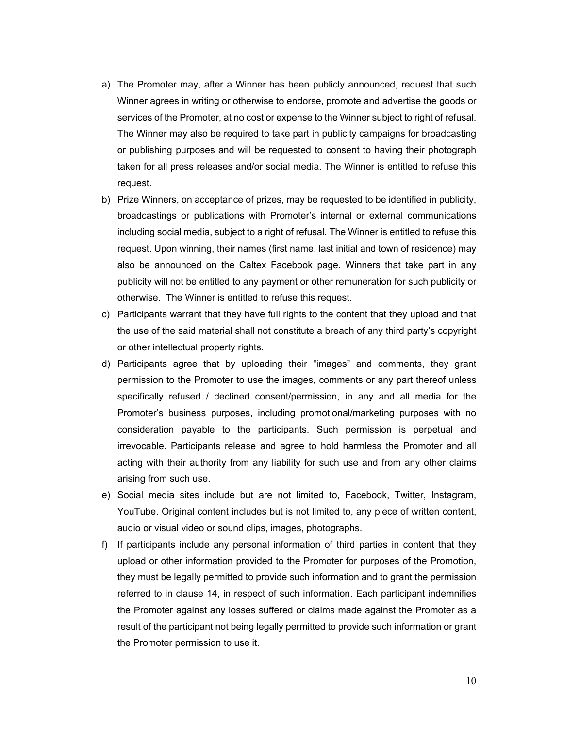a) The Promoter may, after a Winner has been publicly announced, request that such Winner agrees in writing or otherwise to endorse, promote and advertise the goods or services of the Promoter, at no cost or expense to the Winner subject to right of refusal. The Winner may also be required to take part in publicity campaigns for broadcasting or publishing purposes and will be requested to consent to having their photograph taken for all press releases and/or social media. The Winner is entitled to refuse this request.
b) Prize Winners, on acceptance of prizes, may be requested to be identified in publicity, broadcastings or publications with Promoter's internal or external communications including social media, subject to a right of refusal. The Winner is entitled to refuse this request. Upon winning, their names (first name, last initial and town of residence) may also be announced on the Caltex Facebook page. Winners that take part in any publicity will not be entitled to any payment or other remuneration for such publicity or otherwise. The Winner is entitled to refuse this request.
c) Participants warrant that they have full rights to the content that they upload and that the use of the said material shall not constitute a breach of any third party's copyright or other intellectual property rights.
d) Participants agree that by uploading their "images" and comments, they grant permission to the Promoter to use the images, comments or any part thereof unless specifically refused / declined consent/permission, in any and all media for the Promoter's business purposes, including promotional/marketing purposes with no consideration payable to the participants. Such permission is perpetual and irrevocable. Participants release and agree to hold harmless the Promoter and all acting with their authority from any liability for such use and from any other claims arising from such use.
e) Social media sites include but are not limited to, Facebook, Twitter, Instagram, YouTube. Original content includes but is not limited to, any piece of written content, audio or visual video or sound clips, images, photographs.
f) If participants include any personal information of third parties in content that they upload or other information provided to the Promoter for purposes of the Promotion, they must be legally permitted to provide such information and to grant the permission referred to in clause 14, in respect of such information. Each participant indemnifies the Promoter against any losses suffered or claims made against the Promoter as a result of the participant not being legally permitted to provide such information or grant the Promoter permission to use it.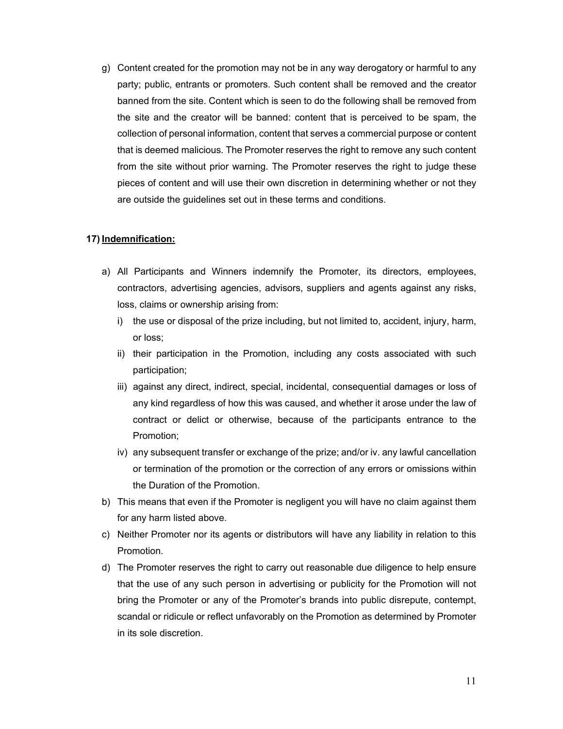g) Content created for the promotion may not be in any way derogatory or harmful to any party; public, entrants or promoters. Such content shall be removed and the creator banned from the site. Content which is seen to do the following shall be removed from the site and the creator will be banned: content that is perceived to be spam, the collection of personal information, content that serves a commercial purpose or content that is deemed malicious. The Promoter reserves the right to remove any such content from the site without prior warning. The Promoter reserves the right to judge these pieces of content and will use their own discretion in determining whether or not they are outside the guidelines set out in these terms and conditions.

**17) <u>Indemnification:</u>**

a) All Participants and Winners indemnify the Promoter, its directors, employees, contractors, advertising agencies, advisors, suppliers and agents against any risks, loss, claims or ownership arising from:
   i) the use or disposal of the prize including, but not limited to, accident, injury, harm, or loss;
   ii) their participation in the Promotion, including any costs associated with such participation;
   iii) against any direct, indirect, special, incidental, consequential damages or loss of any kind regardless of how this was caused, and whether it arose under the law of contract or delict or otherwise, because of the participants entrance to the Promotion;
   iv) any subsequent transfer or exchange of the prize; and/or iv. any lawful cancellation or termination of the promotion or the correction of any errors or omissions within the Duration of the Promotion.

b) This means that even if the Promoter is negligent you will have no claim against them for any harm listed above.

c) Neither Promoter nor its agents or distributors will have any liability in relation to this Promotion.

d) The Promoter reserves the right to carry out reasonable due diligence to help ensure that the use of any such person in advertising or publicity for the Promotion will not bring the Promoter or any of the Promoter's brands into public disrepute, contempt, scandal or ridicule or reflect unfavorably on the Promotion as determined by Promoter in its sole discretion.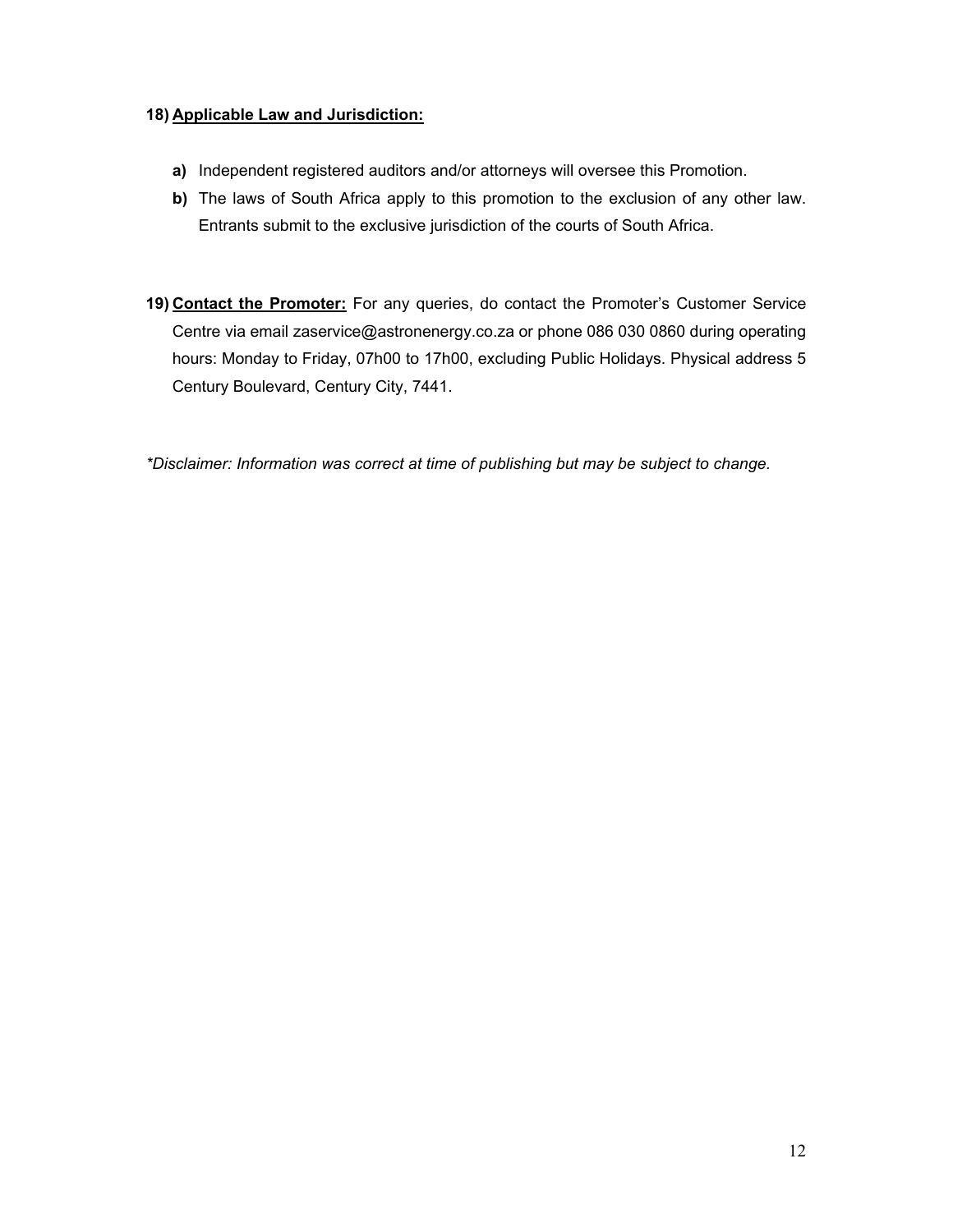**18) Applicable Law and Jurisdiction:**

- **a)** Independent registered auditors and/or attorneys will oversee this Promotion.
- **b)** The laws of South Africa apply to this promotion to the exclusion of any other law. Entrants submit to the exclusive jurisdiction of the courts of South Africa.

**19) Contact the Promoter:** For any queries, do contact the Promoter's Customer Service Centre via email zaservice@astronenergy.co.za or phone 086 030 0860 during operating hours: Monday to Friday, 07h00 to 17h00, excluding Public Holidays. Physical address 5 Century Boulevard, Century City, 7441.

*\*Disclaimer: Information was correct at time of publishing but may be subject to change.*